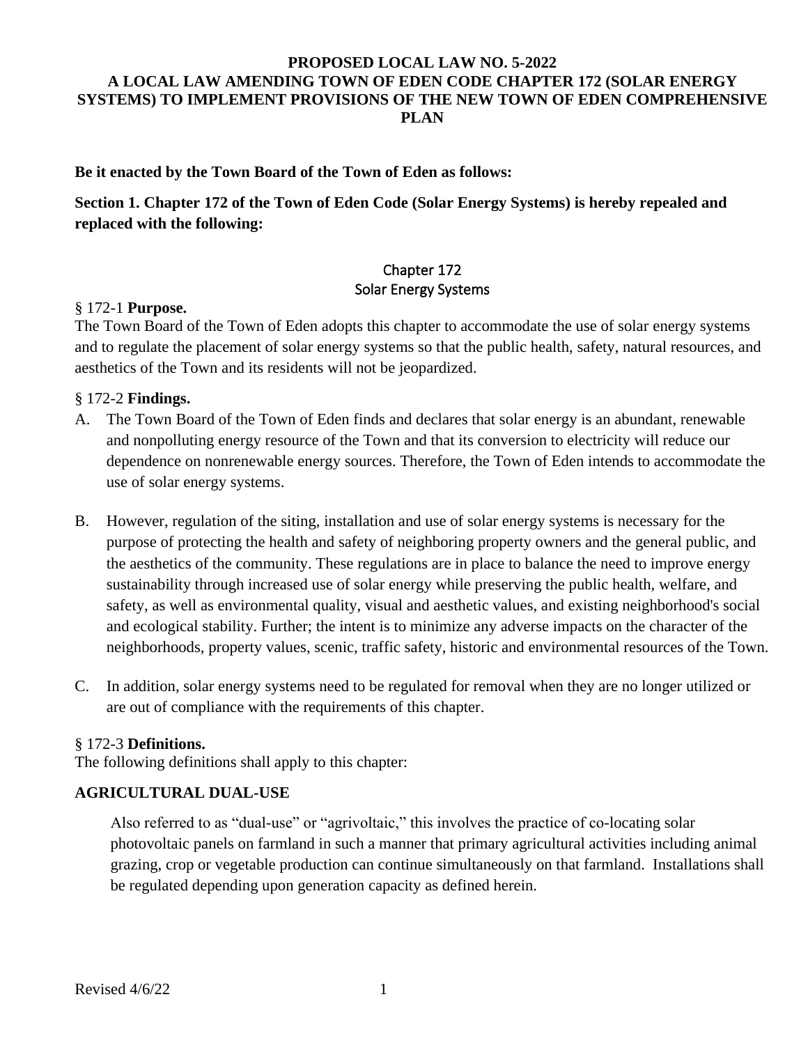# PROPOSED LOCAL LAW NO. 5-2022
# A LOCAL LAW AMENDING TOWN OF EDEN CODE CHAPTER 172 (SOLAR ENERGY SYSTEMS) TO IMPLEMENT PROVISIONS OF THE NEW TOWN OF EDEN COMPREHENSIVE PLAN

**Be it enacted by the Town Board of the Town of Eden as follows:**

**Section 1. Chapter 172 of the Town of Eden Code (Solar Energy Systems) is hereby repealed and replaced with the following:**

## Chapter 172
## Solar Energy Systems

§ 172-1 **Purpose.**

The Town Board of the Town of Eden adopts this chapter to accommodate the use of solar energy systems and to regulate the placement of solar energy systems so that the public health, safety, natural resources, and aesthetics of the Town and its residents will not be jeopardized.

§ 172-2 **Findings.**

A. The Town Board of the Town of Eden finds and declares that solar energy is an abundant, renewable and nonpolluting energy resource of the Town and that its conversion to electricity will reduce our dependence on nonrenewable energy sources. Therefore, the Town of Eden intends to accommodate the use of solar energy systems.

B. However, regulation of the siting, installation and use of solar energy systems is necessary for the purpose of protecting the health and safety of neighboring property owners and the general public, and the aesthetics of the community. These regulations are in place to balance the need to improve energy sustainability through increased use of solar energy while preserving the public health, welfare, and safety, as well as environmental quality, visual and aesthetic values, and existing neighborhood's social and ecological stability. Further; the intent is to minimize any adverse impacts on the character of the neighborhoods, property values, scenic, traffic safety, historic and environmental resources of the Town.

C. In addition, solar energy systems need to be regulated for removal when they are no longer utilized or are out of compliance with the requirements of this chapter.

§ 172-3 **Definitions.**

The following definitions shall apply to this chapter:

**AGRICULTURAL DUAL-USE**

Also referred to as "dual-use" or "agrivoltaic," this involves the practice of co-locating solar photovoltaic panels on farmland in such a manner that primary agricultural activities including animal grazing, crop or vegetable production can continue simultaneously on that farmland. Installations shall be regulated depending upon generation capacity as defined herein.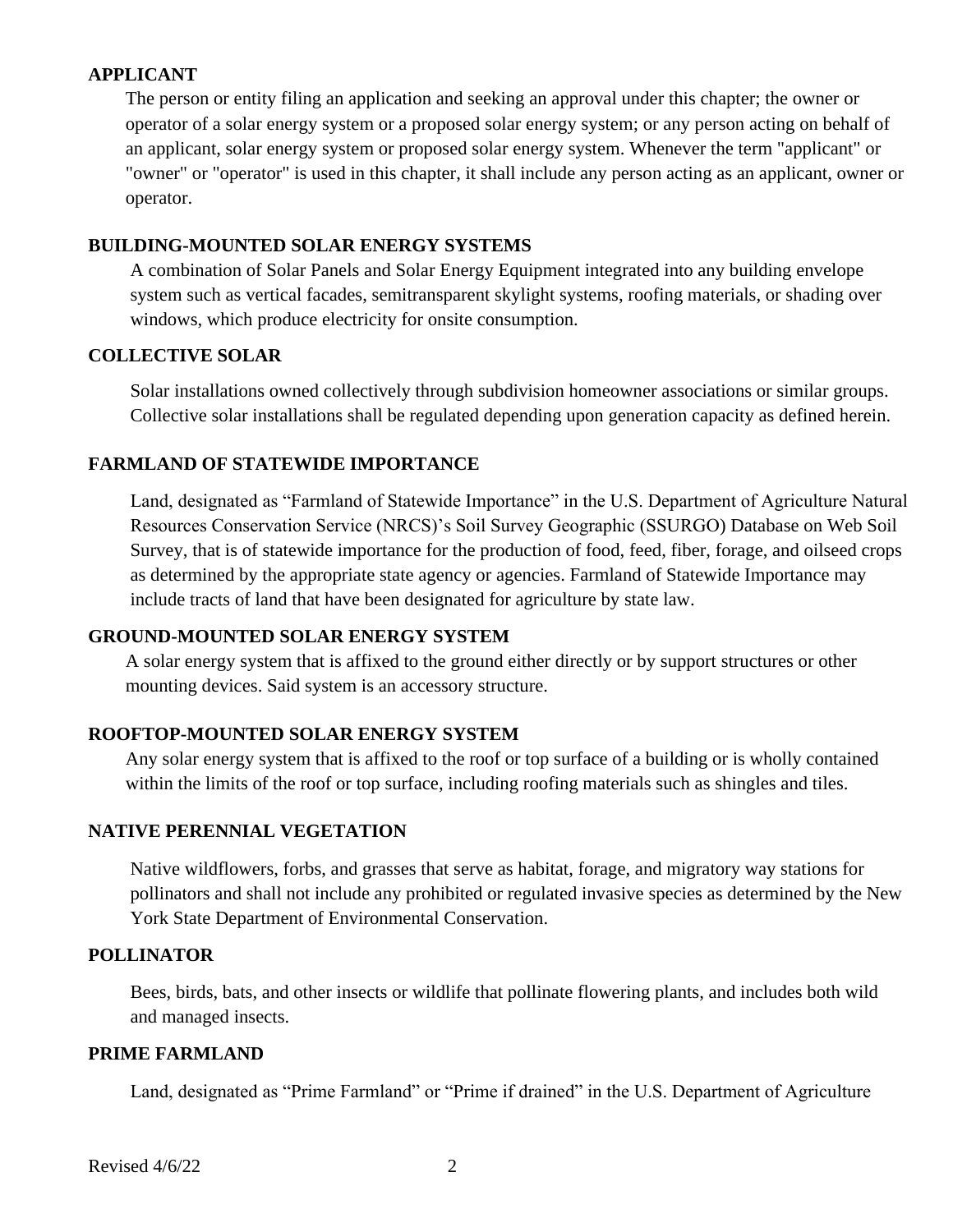**APPLICANT**

The person or entity filing an application and seeking an approval under this chapter; the owner or operator of a solar energy system or a proposed solar energy system; or any person acting on behalf of an applicant, solar energy system or proposed solar energy system. Whenever the term "applicant" or "owner" or "operator" is used in this chapter, it shall include any person acting as an applicant, owner or operator.

**BUILDING-MOUNTED SOLAR ENERGY SYSTEMS**

A combination of Solar Panels and Solar Energy Equipment integrated into any building envelope system such as vertical facades, semitransparent skylight systems, roofing materials, or shading over windows, which produce electricity for onsite consumption.

**COLLECTIVE SOLAR**

Solar installations owned collectively through subdivision homeowner associations or similar groups. Collective solar installations shall be regulated depending upon generation capacity as defined herein.

**FARMLAND OF STATEWIDE IMPORTANCE**

Land, designated as "Farmland of Statewide Importance" in the U.S. Department of Agriculture Natural Resources Conservation Service (NRCS)'s Soil Survey Geographic (SSURGO) Database on Web Soil Survey, that is of statewide importance for the production of food, feed, fiber, forage, and oilseed crops as determined by the appropriate state agency or agencies. Farmland of Statewide Importance may include tracts of land that have been designated for agriculture by state law.

**GROUND-MOUNTED SOLAR ENERGY SYSTEM**

A solar energy system that is affixed to the ground either directly or by support structures or other mounting devices. Said system is an accessory structure.

**ROOFTOP-MOUNTED SOLAR ENERGY SYSTEM**

Any solar energy system that is affixed to the roof or top surface of a building or is wholly contained within the limits of the roof or top surface, including roofing materials such as shingles and tiles.

**NATIVE PERENNIAL VEGETATION**

Native wildflowers, forbs, and grasses that serve as habitat, forage, and migratory way stations for pollinators and shall not include any prohibited or regulated invasive species as determined by the New York State Department of Environmental Conservation.

**POLLINATOR**

Bees, birds, bats, and other insects or wildlife that pollinate flowering plants, and includes both wild and managed insects.

**PRIME FARMLAND**

Land, designated as "Prime Farmland" or "Prime if drained" in the U.S. Department of Agriculture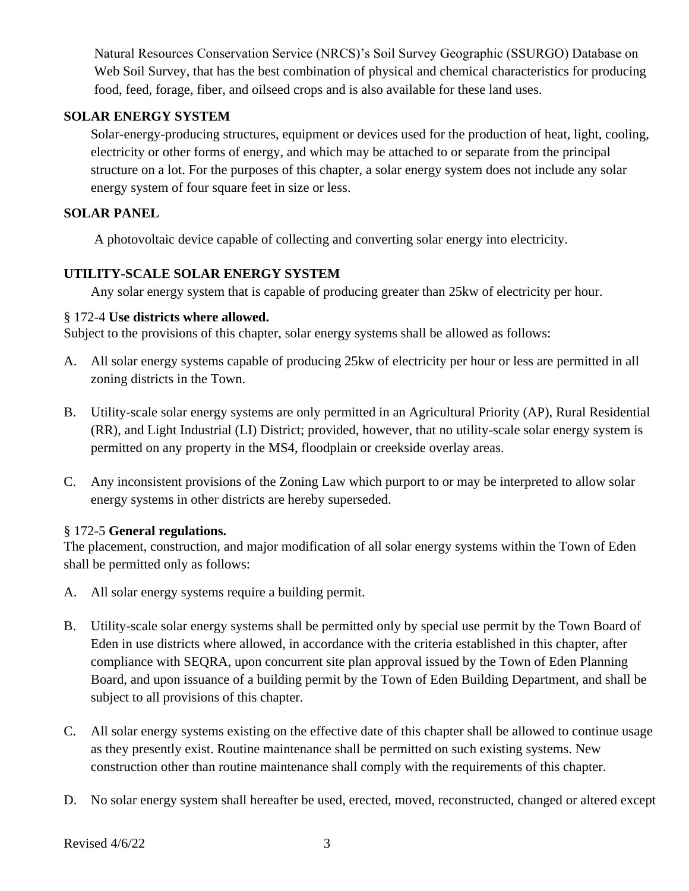Natural Resources Conservation Service (NRCS)'s Soil Survey Geographic (SSURGO) Database on Web Soil Survey, that has the best combination of physical and chemical characteristics for producing food, feed, forage, fiber, and oilseed crops and is also available for these land uses.

**SOLAR ENERGY SYSTEM**

Solar-energy-producing structures, equipment or devices used for the production of heat, light, cooling, electricity or other forms of energy, and which may be attached to or separate from the principal structure on a lot. For the purposes of this chapter, a solar energy system does not include any solar energy system of four square feet in size or less.

**SOLAR PANEL**

A photovoltaic device capable of collecting and converting solar energy into electricity.

**UTILITY-SCALE SOLAR ENERGY SYSTEM**

Any solar energy system that is capable of producing greater than 25kw of electricity per hour.

§ 172-4 **Use districts where allowed.**

Subject to the provisions of this chapter, solar energy systems shall be allowed as follows:

A. All solar energy systems capable of producing 25kw of electricity per hour or less are permitted in all zoning districts in the Town.

B. Utility-scale solar energy systems are only permitted in an Agricultural Priority (AP), Rural Residential (RR), and Light Industrial (LI) District; provided, however, that no utility-scale solar energy system is permitted on any property in the MS4, floodplain or creekside overlay areas.

C. Any inconsistent provisions of the Zoning Law which purport to or may be interpreted to allow solar energy systems in other districts are hereby superseded.

§ 172-5 **General regulations.**

The placement, construction, and major modification of all solar energy systems within the Town of Eden shall be permitted only as follows:

A. All solar energy systems require a building permit.

B. Utility-scale solar energy systems shall be permitted only by special use permit by the Town Board of Eden in use districts where allowed, in accordance with the criteria established in this chapter, after compliance with SEQRA, upon concurrent site plan approval issued by the Town of Eden Planning Board, and upon issuance of a building permit by the Town of Eden Building Department, and shall be subject to all provisions of this chapter.

C. All solar energy systems existing on the effective date of this chapter shall be allowed to continue usage as they presently exist. Routine maintenance shall be permitted on such existing systems. New construction other than routine maintenance shall comply with the requirements of this chapter.

D. No solar energy system shall hereafter be used, erected, moved, reconstructed, changed or altered except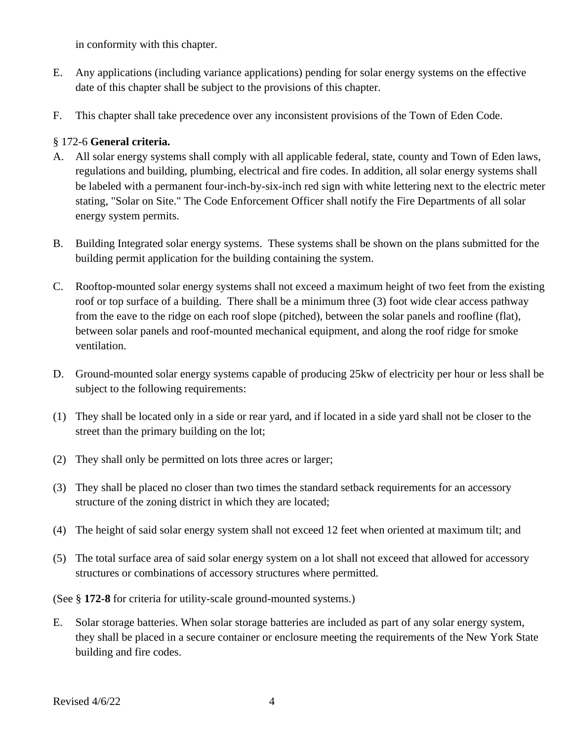in conformity with this chapter.

E. Any applications (including variance applications) pending for solar energy systems on the effective date of this chapter shall be subject to the provisions of this chapter.

F. This chapter shall take precedence over any inconsistent provisions of the Town of Eden Code.

§ 172-6 **General criteria.**

A. All solar energy systems shall comply with all applicable federal, state, county and Town of Eden laws, regulations and building, plumbing, electrical and fire codes. In addition, all solar energy systems shall be labeled with a permanent four-inch-by-six-inch red sign with white lettering next to the electric meter stating, "Solar on Site." The Code Enforcement Officer shall notify the Fire Departments of all solar energy system permits.

B. Building Integrated solar energy systems. These systems shall be shown on the plans submitted for the building permit application for the building containing the system.

C. Rooftop-mounted solar energy systems shall not exceed a maximum height of two feet from the existing roof or top surface of a building. There shall be a minimum three (3) foot wide clear access pathway from the eave to the ridge on each roof slope (pitched), between the solar panels and roofline (flat), between solar panels and roof-mounted mechanical equipment, and along the roof ridge for smoke ventilation.

D. Ground-mounted solar energy systems capable of producing 25kw of electricity per hour or less shall be subject to the following requirements:

(1) They shall be located only in a side or rear yard, and if located in a side yard shall not be closer to the street than the primary building on the lot;

(2) They shall only be permitted on lots three acres or larger;

(3) They shall be placed no closer than two times the standard setback requirements for an accessory structure of the zoning district in which they are located;

(4) The height of said solar energy system shall not exceed 12 feet when oriented at maximum tilt; and

(5) The total surface area of said solar energy system on a lot shall not exceed that allowed for accessory structures or combinations of accessory structures where permitted.

(See § **172-8** for criteria for utility-scale ground-mounted systems.)

E. Solar storage batteries. When solar storage batteries are included as part of any solar energy system, they shall be placed in a secure container or enclosure meeting the requirements of the New York State building and fire codes.

Revised 4/6/22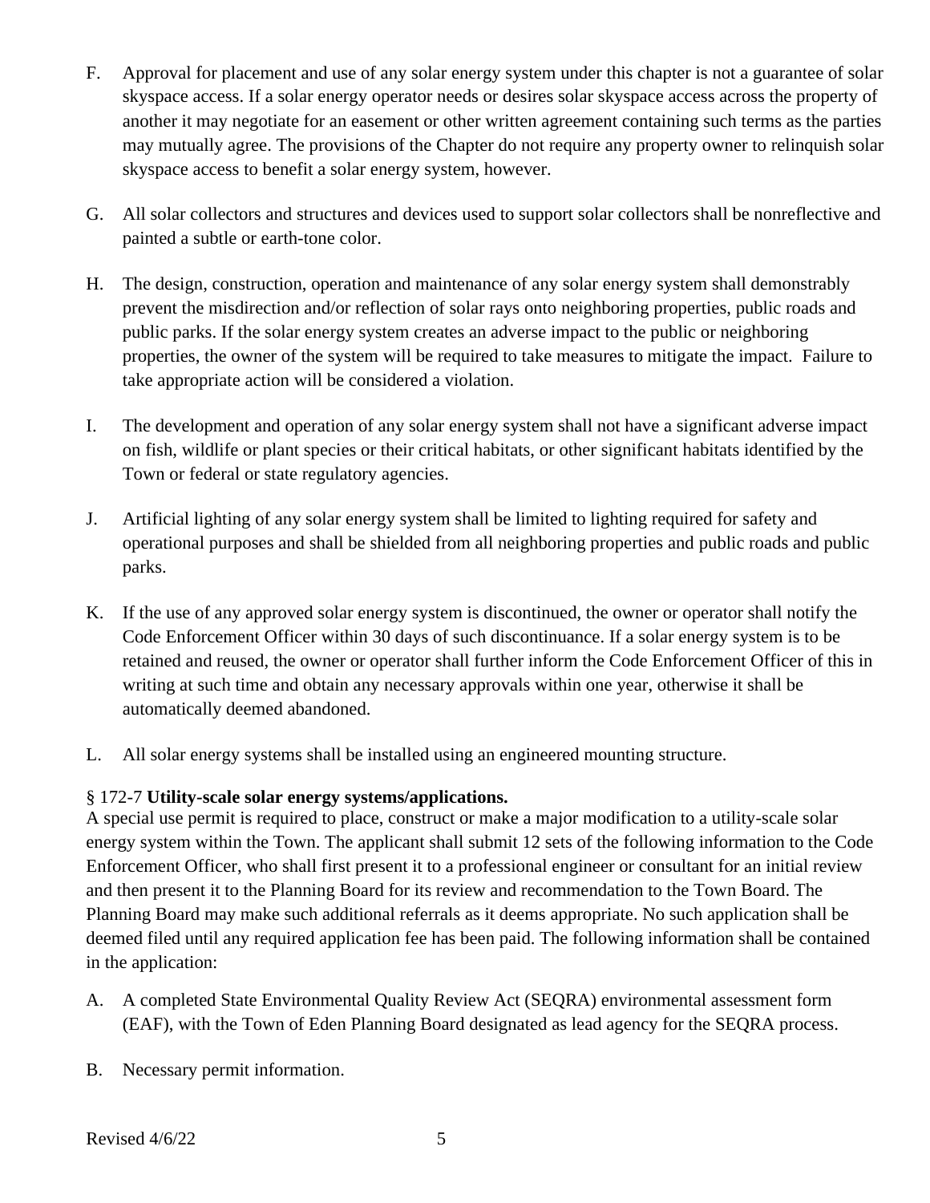F. Approval for placement and use of any solar energy system under this chapter is not a guarantee of solar skyspace access. If a solar energy operator needs or desires solar skyspace access across the property of another it may negotiate for an easement or other written agreement containing such terms as the parties may mutually agree. The provisions of the Chapter do not require any property owner to relinquish solar skyspace access to benefit a solar energy system, however.

G. All solar collectors and structures and devices used to support solar collectors shall be nonreflective and painted a subtle or earth-tone color.

H. The design, construction, operation and maintenance of any solar energy system shall demonstrably prevent the misdirection and/or reflection of solar rays onto neighboring properties, public roads and public parks. If the solar energy system creates an adverse impact to the public or neighboring properties, the owner of the system will be required to take measures to mitigate the impact. Failure to take appropriate action will be considered a violation.

I. The development and operation of any solar energy system shall not have a significant adverse impact on fish, wildlife or plant species or their critical habitats, or other significant habitats identified by the Town or federal or state regulatory agencies.

J. Artificial lighting of any solar energy system shall be limited to lighting required for safety and operational purposes and shall be shielded from all neighboring properties and public roads and public parks.

K. If the use of any approved solar energy system is discontinued, the owner or operator shall notify the Code Enforcement Officer within 30 days of such discontinuance. If a solar energy system is to be retained and reused, the owner or operator shall further inform the Code Enforcement Officer of this in writing at such time and obtain any necessary approvals within one year, otherwise it shall be automatically deemed abandoned.

L. All solar energy systems shall be installed using an engineered mounting structure.

§ 172-7 **Utility-scale solar energy systems/applications.**

A special use permit is required to place, construct or make a major modification to a utility-scale solar energy system within the Town. The applicant shall submit 12 sets of the following information to the Code Enforcement Officer, who shall first present it to a professional engineer or consultant for an initial review and then present it to the Planning Board for its review and recommendation to the Town Board. The Planning Board may make such additional referrals as it deems appropriate. No such application shall be deemed filed until any required application fee has been paid. The following information shall be contained in the application:

A. A completed State Environmental Quality Review Act (SEQRA) environmental assessment form (EAF), with the Town of Eden Planning Board designated as lead agency for the SEQRA process.

B. Necessary permit information.

Revised 4/6/22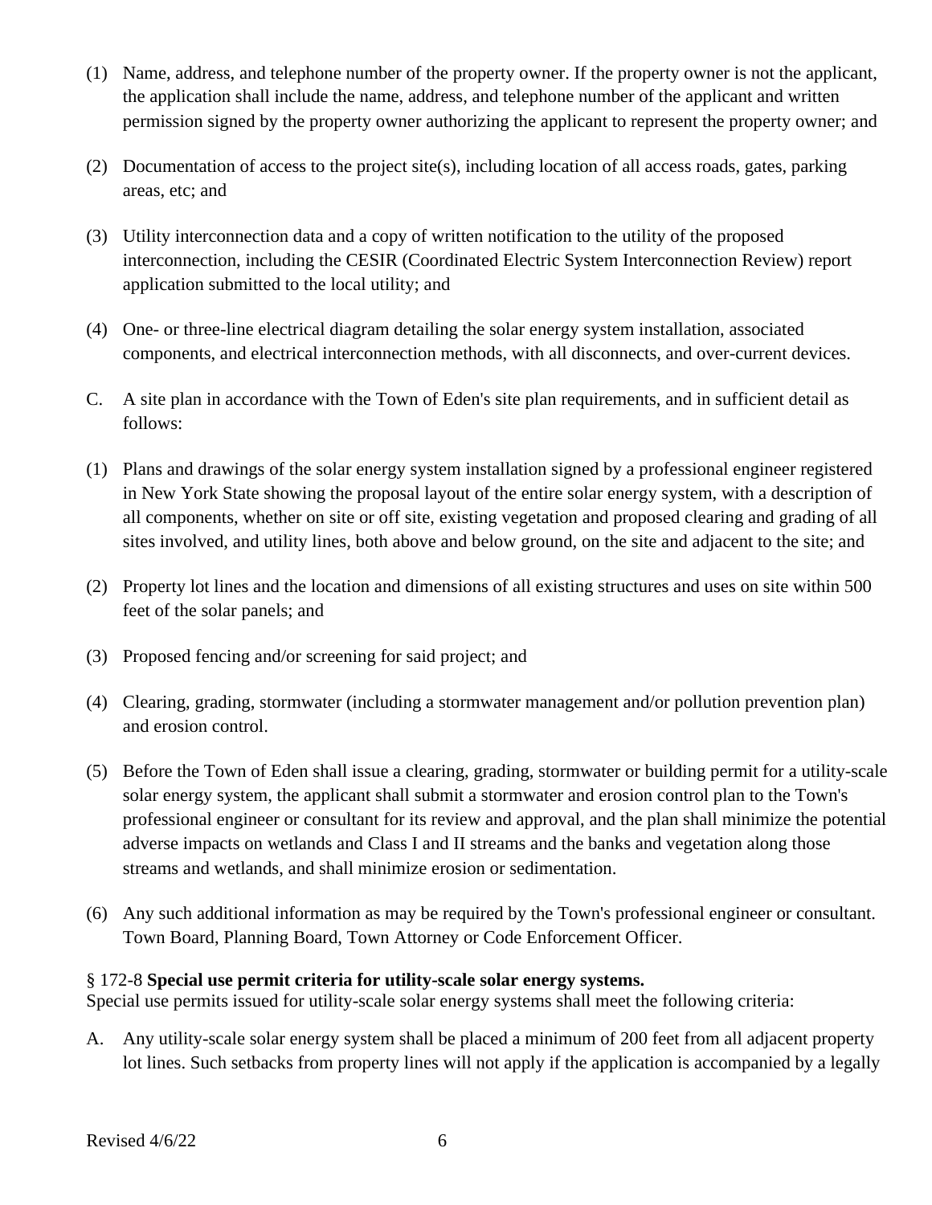(1) Name, address, and telephone number of the property owner. If the property owner is not the applicant, the application shall include the name, address, and telephone number of the applicant and written permission signed by the property owner authorizing the applicant to represent the property owner; and

(2) Documentation of access to the project site(s), including location of all access roads, gates, parking areas, etc; and

(3) Utility interconnection data and a copy of written notification to the utility of the proposed interconnection, including the CESIR (Coordinated Electric System Interconnection Review) report application submitted to the local utility; and

(4) One- or three-line electrical diagram detailing the solar energy system installation, associated components, and electrical interconnection methods, with all disconnects, and over-current devices.

C. A site plan in accordance with the Town of Eden's site plan requirements, and in sufficient detail as follows:

(1) Plans and drawings of the solar energy system installation signed by a professional engineer registered in New York State showing the proposal layout of the entire solar energy system, with a description of all components, whether on site or off site, existing vegetation and proposed clearing and grading of all sites involved, and utility lines, both above and below ground, on the site and adjacent to the site; and

(2) Property lot lines and the location and dimensions of all existing structures and uses on site within 500 feet of the solar panels; and

(3) Proposed fencing and/or screening for said project; and

(4) Clearing, grading, stormwater (including a stormwater management and/or pollution prevention plan) and erosion control.

(5) Before the Town of Eden shall issue a clearing, grading, stormwater or building permit for a utility-scale solar energy system, the applicant shall submit a stormwater and erosion control plan to the Town's professional engineer or consultant for its review and approval, and the plan shall minimize the potential adverse impacts on wetlands and Class I and II streams and the banks and vegetation along those streams and wetlands, and shall minimize erosion or sedimentation.

(6) Any such additional information as may be required by the Town's professional engineer or consultant. Town Board, Planning Board, Town Attorney or Code Enforcement Officer.

§ 172-8 **Special use permit criteria for utility-scale solar energy systems.**

Special use permits issued for utility-scale solar energy systems shall meet the following criteria:

A. Any utility-scale solar energy system shall be placed a minimum of 200 feet from all adjacent property lot lines. Such setbacks from property lines will not apply if the application is accompanied by a legally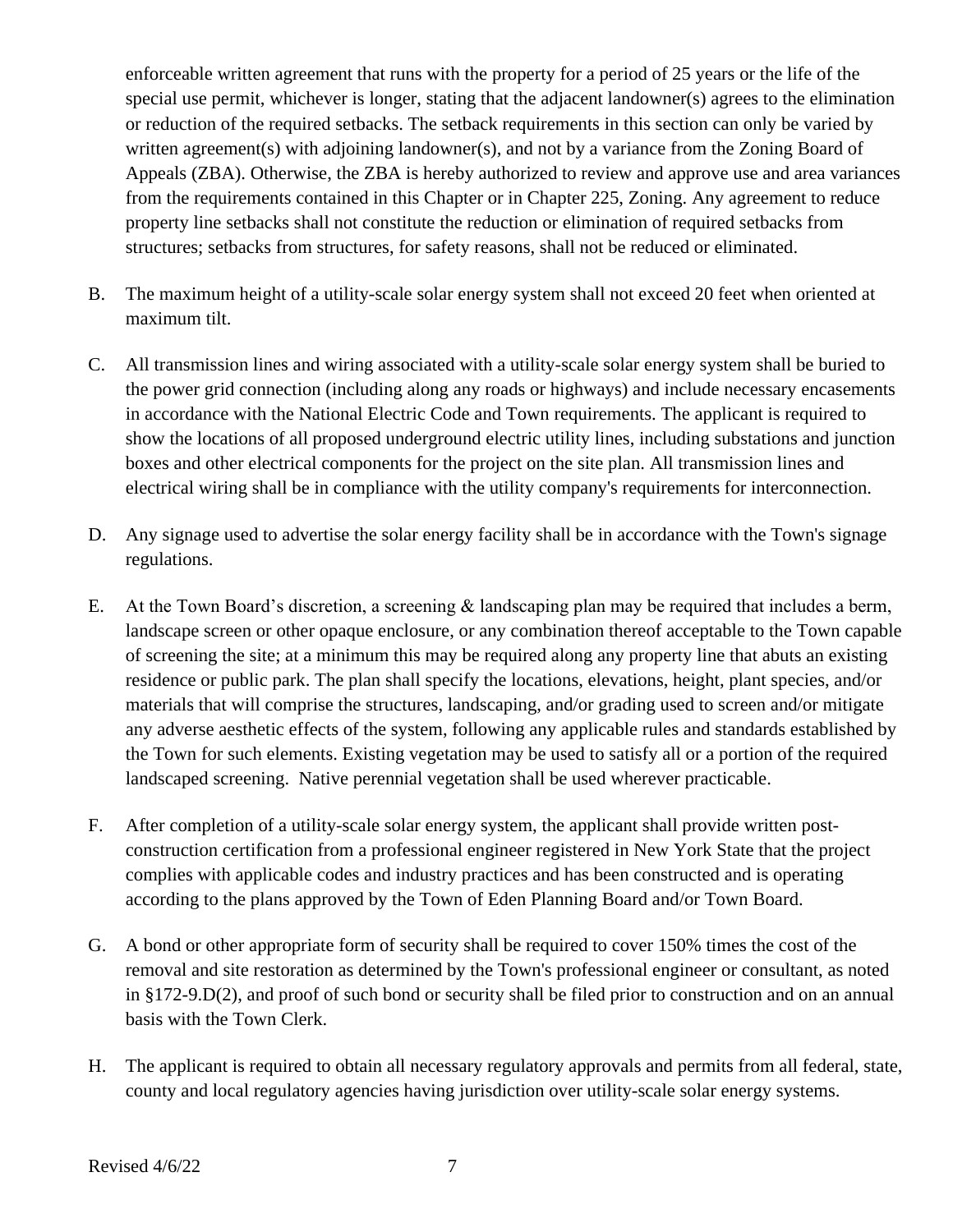enforceable written agreement that runs with the property for a period of 25 years or the life of the special use permit, whichever is longer, stating that the adjacent landowner(s) agrees to the elimination or reduction of the required setbacks. The setback requirements in this section can only be varied by written agreement(s) with adjoining landowner(s), and not by a variance from the Zoning Board of Appeals (ZBA). Otherwise, the ZBA is hereby authorized to review and approve use and area variances from the requirements contained in this Chapter or in Chapter 225, Zoning. Any agreement to reduce property line setbacks shall not constitute the reduction or elimination of required setbacks from structures; setbacks from structures, for safety reasons, shall not be reduced or eliminated.

B. The maximum height of a utility-scale solar energy system shall not exceed 20 feet when oriented at maximum tilt.

C. All transmission lines and wiring associated with a utility-scale solar energy system shall be buried to the power grid connection (including along any roads or highways) and include necessary encasements in accordance with the National Electric Code and Town requirements. The applicant is required to show the locations of all proposed underground electric utility lines, including substations and junction boxes and other electrical components for the project on the site plan. All transmission lines and electrical wiring shall be in compliance with the utility company's requirements for interconnection.

D. Any signage used to advertise the solar energy facility shall be in accordance with the Town's signage regulations.

E. At the Town Board's discretion, a screening & landscaping plan may be required that includes a berm, landscape screen or other opaque enclosure, or any combination thereof acceptable to the Town capable of screening the site; at a minimum this may be required along any property line that abuts an existing residence or public park. The plan shall specify the locations, elevations, height, plant species, and/or materials that will comprise the structures, landscaping, and/or grading used to screen and/or mitigate any adverse aesthetic effects of the system, following any applicable rules and standards established by the Town for such elements. Existing vegetation may be used to satisfy all or a portion of the required landscaped screening. Native perennial vegetation shall be used wherever practicable.

F. After completion of a utility-scale solar energy system, the applicant shall provide written post-construction certification from a professional engineer registered in New York State that the project complies with applicable codes and industry practices and has been constructed and is operating according to the plans approved by the Town of Eden Planning Board and/or Town Board.

G. A bond or other appropriate form of security shall be required to cover 150% times the cost of the removal and site restoration as determined by the Town's professional engineer or consultant, as noted in §172-9.D(2), and proof of such bond or security shall be filed prior to construction and on an annual basis with the Town Clerk.

H. The applicant is required to obtain all necessary regulatory approvals and permits from all federal, state, county and local regulatory agencies having jurisdiction over utility-scale solar energy systems.

Revised 4/6/22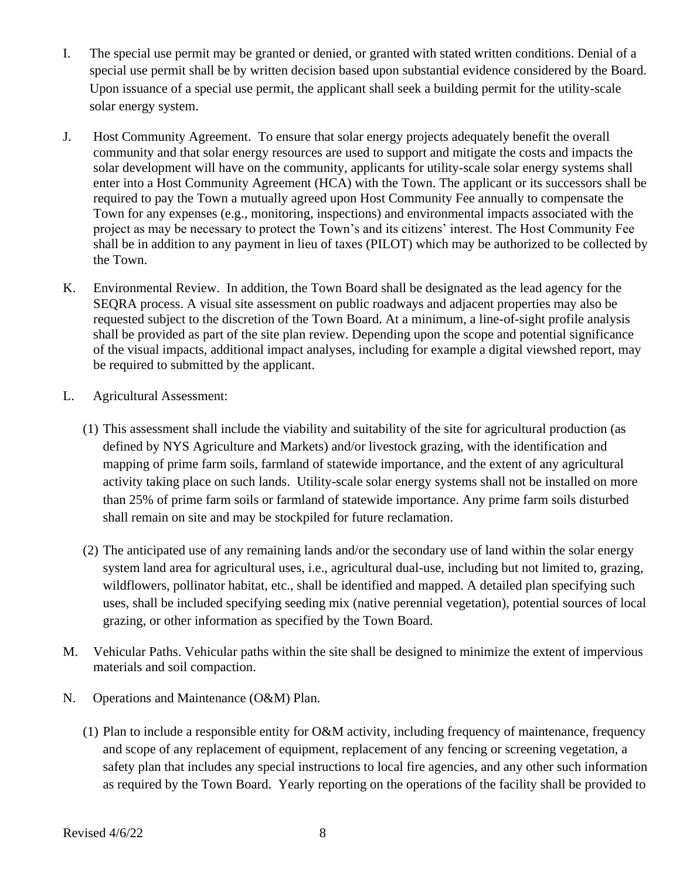I. The special use permit may be granted or denied, or granted with stated written conditions. Denial of a special use permit shall be by written decision based upon substantial evidence considered by the Board. Upon issuance of a special use permit, the applicant shall seek a building permit for the utility-scale solar energy system.

J. Host Community Agreement. To ensure that solar energy projects adequately benefit the overall community and that solar energy resources are used to support and mitigate the costs and impacts the solar development will have on the community, applicants for utility-scale solar energy systems shall enter into a Host Community Agreement (HCA) with the Town. The applicant or its successors shall be required to pay the Town a mutually agreed upon Host Community Fee annually to compensate the Town for any expenses (e.g., monitoring, inspections) and environmental impacts associated with the project as may be necessary to protect the Town's and its citizens' interest. The Host Community Fee shall be in addition to any payment in lieu of taxes (PILOT) which may be authorized to be collected by the Town.

K. Environmental Review. In addition, the Town Board shall be designated as the lead agency for the SEQRA process. A visual site assessment on public roadways and adjacent properties may also be requested subject to the discretion of the Town Board. At a minimum, a line-of-sight profile analysis shall be provided as part of the site plan review. Depending upon the scope and potential significance of the visual impacts, additional impact analyses, including for example a digital viewshed report, may be required to submitted by the applicant.

L. Agricultural Assessment:

(1) This assessment shall include the viability and suitability of the site for agricultural production (as defined by NYS Agriculture and Markets) and/or livestock grazing, with the identification and mapping of prime farm soils, farmland of statewide importance, and the extent of any agricultural activity taking place on such lands. Utility-scale solar energy systems shall not be installed on more than 25% of prime farm soils or farmland of statewide importance. Any prime farm soils disturbed shall remain on site and may be stockpiled for future reclamation.

(2) The anticipated use of any remaining lands and/or the secondary use of land within the solar energy system land area for agricultural uses, i.e., agricultural dual-use, including but not limited to, grazing, wildflowers, pollinator habitat, etc., shall be identified and mapped. A detailed plan specifying such uses, shall be included specifying seeding mix (native perennial vegetation), potential sources of local grazing, or other information as specified by the Town Board.

M. Vehicular Paths. Vehicular paths within the site shall be designed to minimize the extent of impervious materials and soil compaction.

N. Operations and Maintenance (O&M) Plan.

(1) Plan to include a responsible entity for O&M activity, including frequency of maintenance, frequency and scope of any replacement of equipment, replacement of any fencing or screening vegetation, a safety plan that includes any special instructions to local fire agencies, and any other such information as required by the Town Board. Yearly reporting on the operations of the facility shall be provided to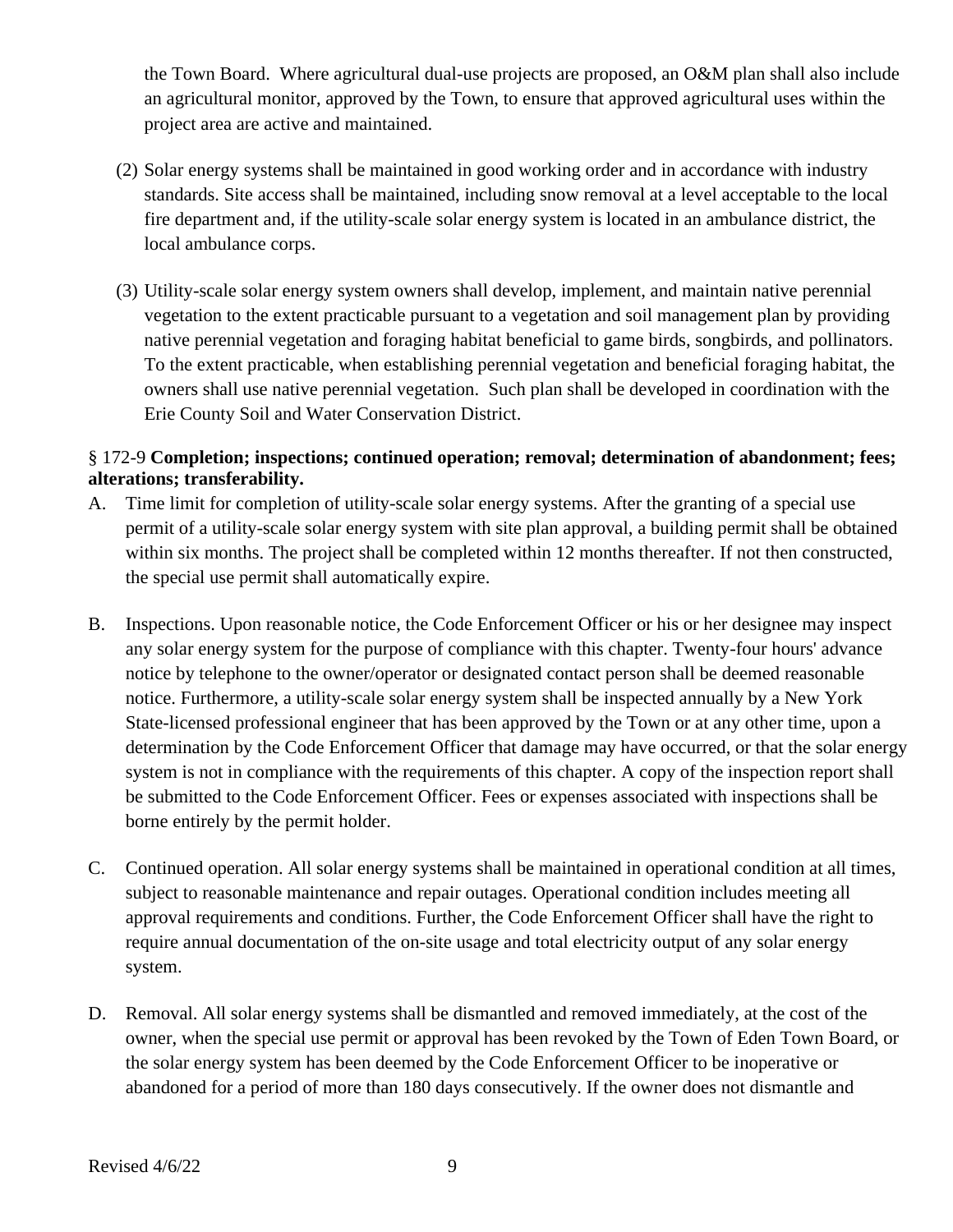the Town Board. Where agricultural dual-use projects are proposed, an O&M plan shall also include an agricultural monitor, approved by the Town, to ensure that approved agricultural uses within the project area are active and maintained.

(2) Solar energy systems shall be maintained in good working order and in accordance with industry standards. Site access shall be maintained, including snow removal at a level acceptable to the local fire department and, if the utility-scale solar energy system is located in an ambulance district, the local ambulance corps.

(3) Utility-scale solar energy system owners shall develop, implement, and maintain native perennial vegetation to the extent practicable pursuant to a vegetation and soil management plan by providing native perennial vegetation and foraging habitat beneficial to game birds, songbirds, and pollinators. To the extent practicable, when establishing perennial vegetation and beneficial foraging habitat, the owners shall use native perennial vegetation. Such plan shall be developed in coordination with the Erie County Soil and Water Conservation District.

§ 172-9 **Completion; inspections; continued operation; removal; determination of abandonment; fees; alterations; transferability.**

A. Time limit for completion of utility-scale solar energy systems. After the granting of a special use permit of a utility-scale solar energy system with site plan approval, a building permit shall be obtained within six months. The project shall be completed within 12 months thereafter. If not then constructed, the special use permit shall automatically expire.

B. Inspections. Upon reasonable notice, the Code Enforcement Officer or his or her designee may inspect any solar energy system for the purpose of compliance with this chapter. Twenty-four hours' advance notice by telephone to the owner/operator or designated contact person shall be deemed reasonable notice. Furthermore, a utility-scale solar energy system shall be inspected annually by a New York State-licensed professional engineer that has been approved by the Town or at any other time, upon a determination by the Code Enforcement Officer that damage may have occurred, or that the solar energy system is not in compliance with the requirements of this chapter. A copy of the inspection report shall be submitted to the Code Enforcement Officer. Fees or expenses associated with inspections shall be borne entirely by the permit holder.

C. Continued operation. All solar energy systems shall be maintained in operational condition at all times, subject to reasonable maintenance and repair outages. Operational condition includes meeting all approval requirements and conditions. Further, the Code Enforcement Officer shall have the right to require annual documentation of the on-site usage and total electricity output of any solar energy system.

D. Removal. All solar energy systems shall be dismantled and removed immediately, at the cost of the owner, when the special use permit or approval has been revoked by the Town of Eden Town Board, or the solar energy system has been deemed by the Code Enforcement Officer to be inoperative or abandoned for a period of more than 180 days consecutively. If the owner does not dismantle and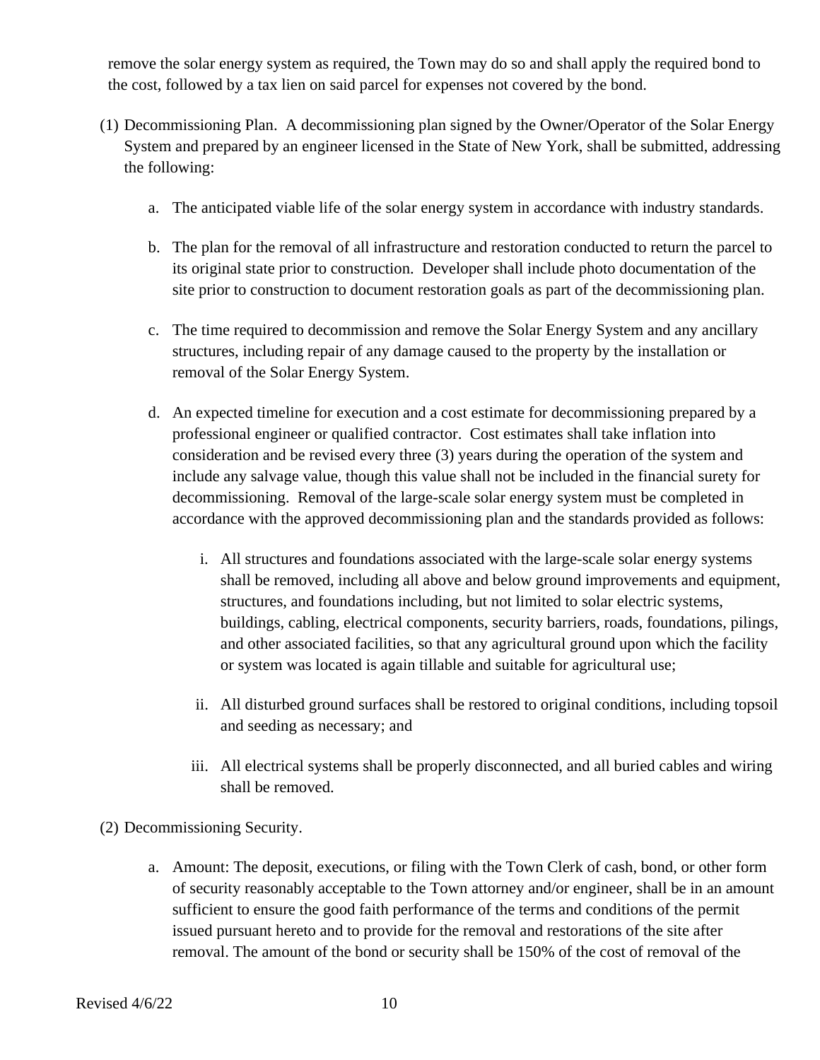remove the solar energy system as required, the Town may do so and shall apply the required bond to the cost, followed by a tax lien on said parcel for expenses not covered by the bond.

(1) Decommissioning Plan. A decommissioning plan signed by the Owner/Operator of the Solar Energy System and prepared by an engineer licensed in the State of New York, shall be submitted, addressing the following:

   a. The anticipated viable life of the solar energy system in accordance with industry standards.

   b. The plan for the removal of all infrastructure and restoration conducted to return the parcel to its original state prior to construction. Developer shall include photo documentation of the site prior to construction to document restoration goals as part of the decommissioning plan.

   c. The time required to decommission and remove the Solar Energy System and any ancillary structures, including repair of any damage caused to the property by the installation or removal of the Solar Energy System.

   d. An expected timeline for execution and a cost estimate for decommissioning prepared by a professional engineer or qualified contractor. Cost estimates shall take inflation into consideration and be revised every three (3) years during the operation of the system and include any salvage value, though this value shall not be included in the financial surety for decommissioning. Removal of the large-scale solar energy system must be completed in accordance with the approved decommissioning plan and the standards provided as follows:

      i. All structures and foundations associated with the large-scale solar energy systems shall be removed, including all above and below ground improvements and equipment, structures, and foundations including, but not limited to solar electric systems, buildings, cabling, electrical components, security barriers, roads, foundations, pilings, and other associated facilities, so that any agricultural ground upon which the facility or system was located is again tillable and suitable for agricultural use;

      ii. All disturbed ground surfaces shall be restored to original conditions, including topsoil and seeding as necessary; and

      iii. All electrical systems shall be properly disconnected, and all buried cables and wiring shall be removed.

(2) Decommissioning Security.

   a. Amount: The deposit, executions, or filing with the Town Clerk of cash, bond, or other form of security reasonably acceptable to the Town attorney and/or engineer, shall be in an amount sufficient to ensure the good faith performance of the terms and conditions of the permit issued pursuant hereto and to provide for the removal and restorations of the site after removal. The amount of the bond or security shall be 150% of the cost of removal of the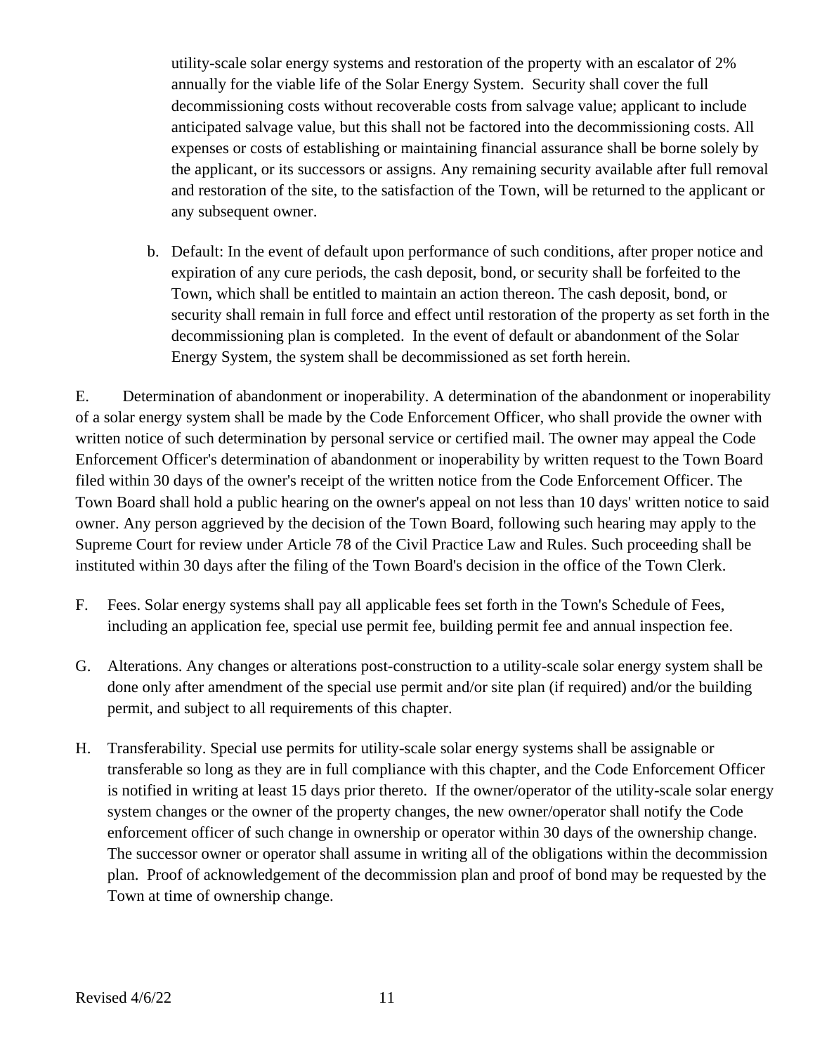utility-scale solar energy systems and restoration of the property with an escalator of 2% annually for the viable life of the Solar Energy System. Security shall cover the full decommissioning costs without recoverable costs from salvage value; applicant to include anticipated salvage value, but this shall not be factored into the decommissioning costs. All expenses or costs of establishing or maintaining financial assurance shall be borne solely by the applicant, or its successors or assigns. Any remaining security available after full removal and restoration of the site, to the satisfaction of the Town, will be returned to the applicant or any subsequent owner.

b. Default: In the event of default upon performance of such conditions, after proper notice and expiration of any cure periods, the cash deposit, bond, or security shall be forfeited to the Town, which shall be entitled to maintain an action thereon. The cash deposit, bond, or security shall remain in full force and effect until restoration of the property as set forth in the decommissioning plan is completed. In the event of default or abandonment of the Solar Energy System, the system shall be decommissioned as set forth herein.

E. Determination of abandonment or inoperability. A determination of the abandonment or inoperability of a solar energy system shall be made by the Code Enforcement Officer, who shall provide the owner with written notice of such determination by personal service or certified mail. The owner may appeal the Code Enforcement Officer's determination of abandonment or inoperability by written request to the Town Board filed within 30 days of the owner's receipt of the written notice from the Code Enforcement Officer. The Town Board shall hold a public hearing on the owner's appeal on not less than 10 days' written notice to said owner. Any person aggrieved by the decision of the Town Board, following such hearing may apply to the Supreme Court for review under Article 78 of the Civil Practice Law and Rules. Such proceeding shall be instituted within 30 days after the filing of the Town Board's decision in the office of the Town Clerk.

F. Fees. Solar energy systems shall pay all applicable fees set forth in the Town's Schedule of Fees, including an application fee, special use permit fee, building permit fee and annual inspection fee.

G. Alterations. Any changes or alterations post-construction to a utility-scale solar energy system shall be done only after amendment of the special use permit and/or site plan (if required) and/or the building permit, and subject to all requirements of this chapter.

H. Transferability. Special use permits for utility-scale solar energy systems shall be assignable or transferable so long as they are in full compliance with this chapter, and the Code Enforcement Officer is notified in writing at least 15 days prior thereto. If the owner/operator of the utility-scale solar energy system changes or the owner of the property changes, the new owner/operator shall notify the Code enforcement officer of such change in ownership or operator within 30 days of the ownership change. The successor owner or operator shall assume in writing all of the obligations within the decommission plan. Proof of acknowledgement of the decommission plan and proof of bond may be requested by the Town at time of ownership change.

Revised 4/6/22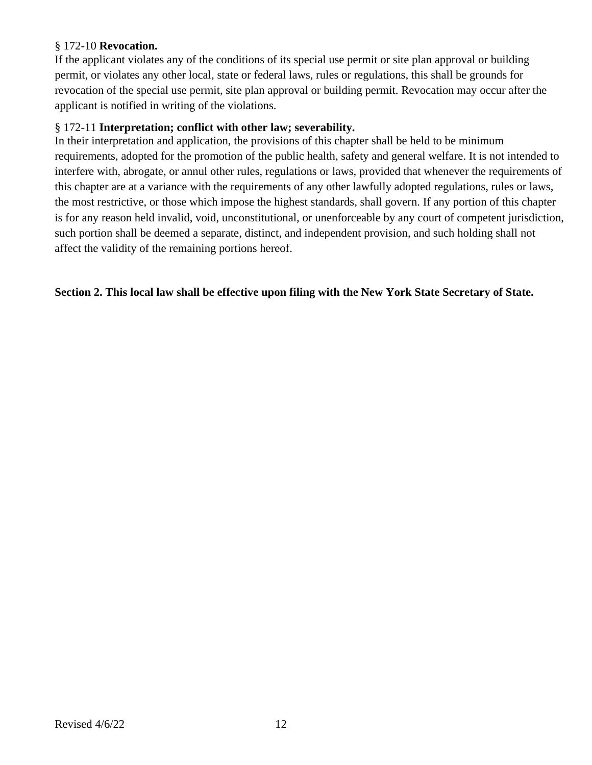§ 172-10 **Revocation.**

If the applicant violates any of the conditions of its special use permit or site plan approval or building permit, or violates any other local, state or federal laws, rules or regulations, this shall be grounds for revocation of the special use permit, site plan approval or building permit. Revocation may occur after the applicant is notified in writing of the violations.

§ 172-11 **Interpretation; conflict with other law; severability.**

In their interpretation and application, the provisions of this chapter shall be held to be minimum requirements, adopted for the promotion of the public health, safety and general welfare. It is not intended to interfere with, abrogate, or annul other rules, regulations or laws, provided that whenever the requirements of this chapter are at a variance with the requirements of any other lawfully adopted regulations, rules or laws, the most restrictive, or those which impose the highest standards, shall govern. If any portion of this chapter is for any reason held invalid, void, unconstitutional, or unenforceable by any court of competent jurisdiction, such portion shall be deemed a separate, distinct, and independent provision, and such holding shall not affect the validity of the remaining portions hereof.

**Section 2. This local law shall be effective upon filing with the New York State Secretary of State.**

Revised 4/6/22